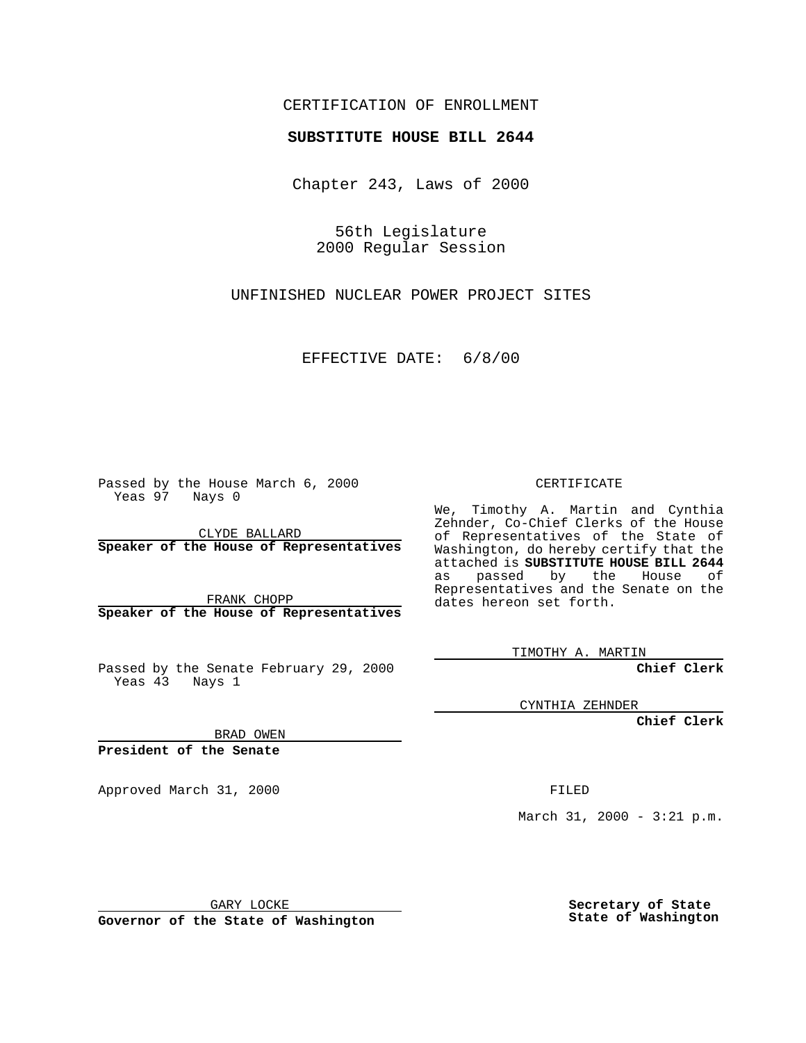CERTIFICATION OF ENROLLMENT

**SUBSTITUTE HOUSE BILL 2644**

Chapter 243, Laws of 2000

56th Legislature
2000 Regular Session

UNFINISHED NUCLEAR POWER PROJECT SITES

EFFECTIVE DATE: 6/8/00

Passed by the House March 6, 2000
Yeas 97 Nays 0

CLYDE BALLARD
**Speaker of the House of Representatives**

FRANK CHOPP
**Speaker of the House of Representatives**

Passed by the Senate February 29, 2000
Yeas 43 Nays 1

BRAD OWEN
**President of the Senate**

Approved March 31, 2000

GARY LOCKE
**Governor of the State of Washington**

CERTIFICATE

We, Timothy A. Martin and Cynthia Zehnder, Co-Chief Clerks of the House of Representatives of the State of Washington, do hereby certify that the attached is **SUBSTITUTE HOUSE BILL 2644** as passed by the House of Representatives and the Senate on the dates hereon set forth.

TIMOTHY A. MARTIN
**Chief Clerk**

CYNTHIA ZEHNDER
**Chief Clerk**

FILED

March 31, 2000 - 3:21 p.m.

**Secretary of State**
**State of Washington**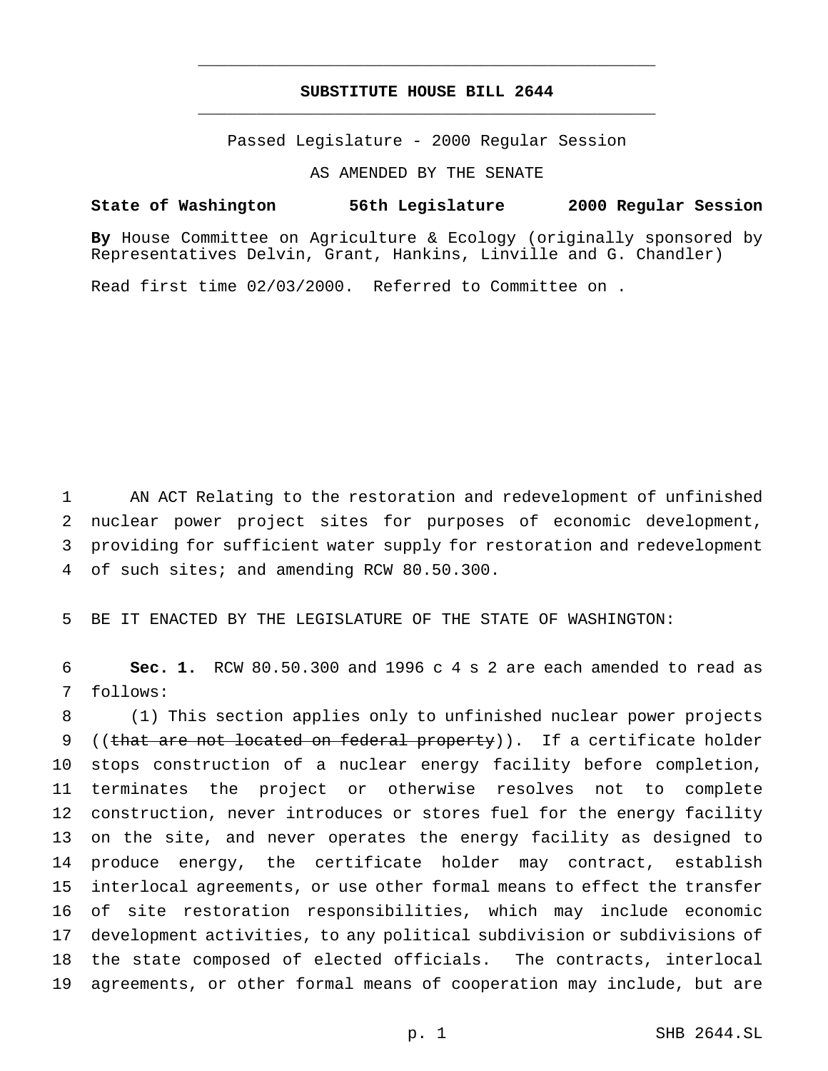# SUBSTITUTE HOUSE BILL 2644

Passed Legislature - 2000 Regular Session

AS AMENDED BY THE SENATE

**State of Washington 56th Legislature 2000 Regular Session**

**By** House Committee on Agriculture & Ecology (originally sponsored by Representatives Delvin, Grant, Hankins, Linville and G. Chandler)

Read first time 02/03/2000. Referred to Committee on .

1 AN ACT Relating to the restoration and redevelopment of unfinished
2 nuclear power project sites for purposes of economic development,
3 providing for sufficient water supply for restoration and redevelopment
4 of such sites; and amending RCW 80.50.300.

5 BE IT ENACTED BY THE LEGISLATURE OF THE STATE OF WASHINGTON:

6 **Sec. 1.** RCW 80.50.300 and 1996 c 4 s 2 are each amended to read as
7 follows:

8 (1) This section applies only to unfinished nuclear power projects
9 ((~~that are not located on federal property~~)). If a certificate holder
10 stops construction of a nuclear energy facility before completion,
11 terminates the project or otherwise resolves not to complete
12 construction, never introduces or stores fuel for the energy facility
13 on the site, and never operates the energy facility as designed to
14 produce energy, the certificate holder may contract, establish
15 interlocal agreements, or use other formal means to effect the transfer
16 of site restoration responsibilities, which may include economic
17 development activities, to any political subdivision or subdivisions of
18 the state composed of elected officials. The contracts, interlocal
19 agreements, or other formal means of cooperation may include, but are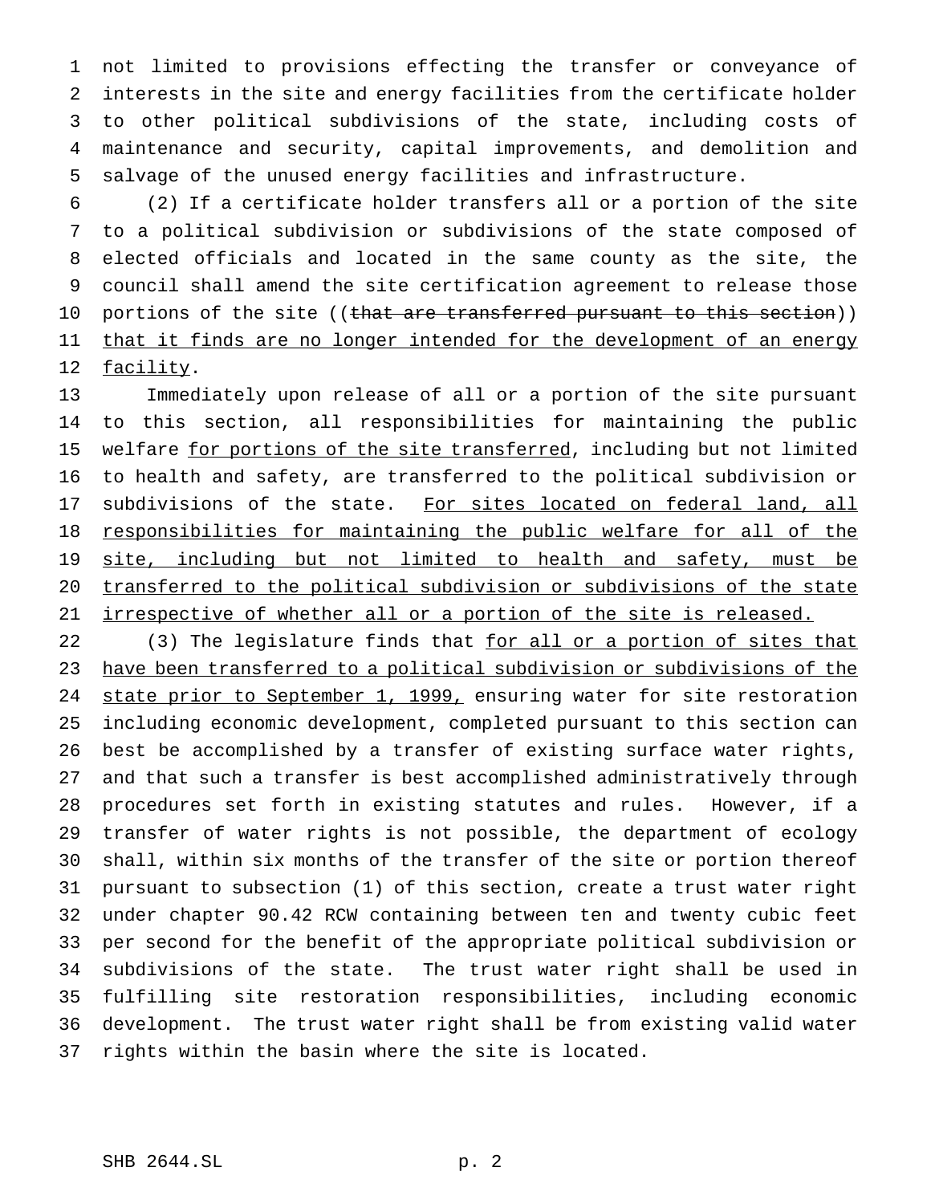not limited to provisions effecting the transfer or conveyance of interests in the site and energy facilities from the certificate holder to other political subdivisions of the state, including costs of maintenance and security, capital improvements, and demolition and salvage of the unused energy facilities and infrastructure.

(2) If a certificate holder transfers all or a portion of the site to a political subdivision or subdivisions of the state composed of elected officials and located in the same county as the site, the council shall amend the site certification agreement to release those portions of the site ((~~that are transferred pursuant to this section~~)) <u>that it finds are no longer intended for the development of an energy facility</u>.

Immediately upon release of all or a portion of the site pursuant to this section, all responsibilities for maintaining the public welfare <u>for portions of the site transferred</u>, including but not limited to health and safety, are transferred to the political subdivision or subdivisions of the state. <u>For sites located on federal land, all responsibilities for maintaining the public welfare for all of the site, including but not limited to health and safety, must be transferred to the political subdivision or subdivisions of the state irrespective of whether all or a portion of the site is released.</u>

(3) The legislature finds that <u>for all or a portion of sites that have been transferred to a political subdivision or subdivisions of the state prior to September 1, 1999,</u> ensuring water for site restoration including economic development, completed pursuant to this section can best be accomplished by a transfer of existing surface water rights, and that such a transfer is best accomplished administratively through procedures set forth in existing statutes and rules. However, if a transfer of water rights is not possible, the department of ecology shall, within six months of the transfer of the site or portion thereof pursuant to subsection (1) of this section, create a trust water right under chapter 90.42 RCW containing between ten and twenty cubic feet per second for the benefit of the appropriate political subdivision or subdivisions of the state. The trust water right shall be used in fulfilling site restoration responsibilities, including economic development. The trust water right shall be from existing valid water rights within the basin where the site is located.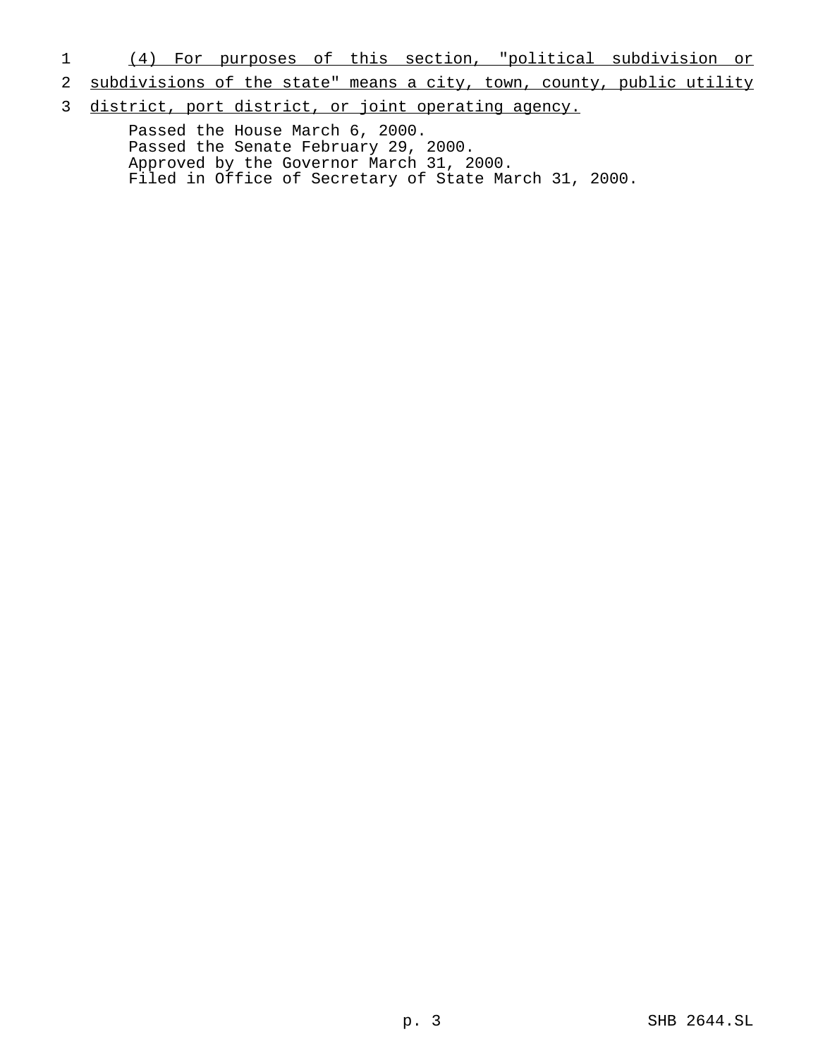(4) For purposes of this section, "political subdivision or subdivisions of the state" means a city, town, county, public utility district, port district, or joint operating agency.

Passed the House March 6, 2000.
Passed the Senate February 29, 2000.
Approved by the Governor March 31, 2000.
Filed in Office of Secretary of State March 31, 2000.